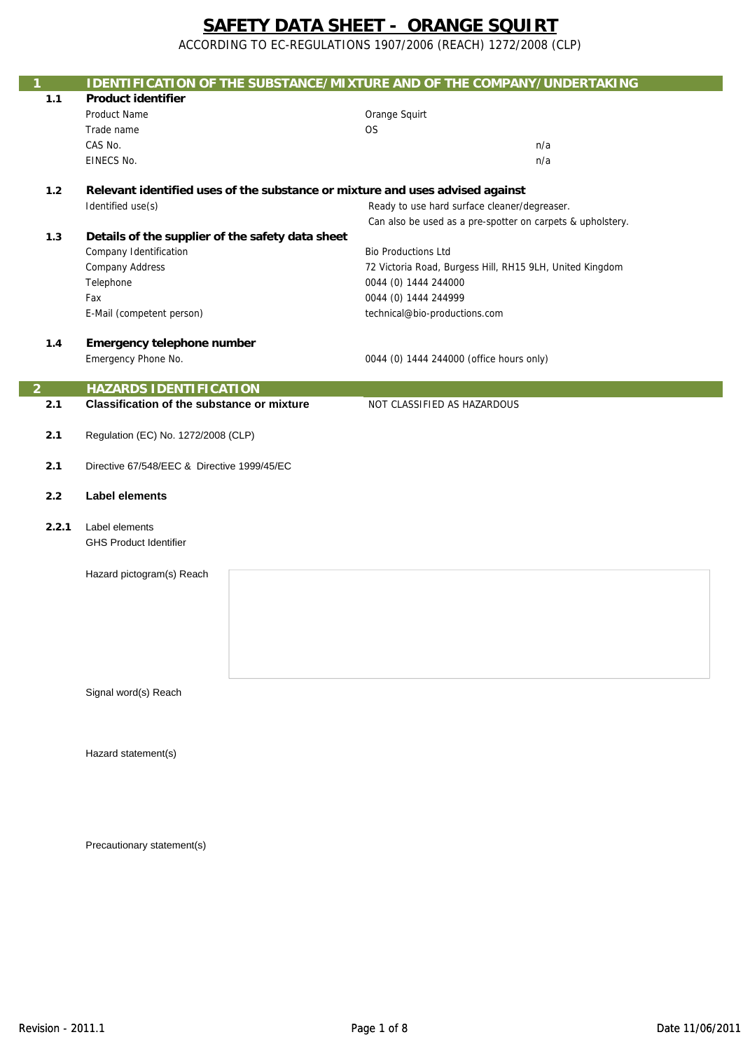# SAFETY DATA SHEET - ORANGE SQUIRT

ACCORDING TO EC-REGULATIONS 1907/2006 (REACH) 1272/2008 (CLP)

## 1 IDENTIFICATION OF THE SUBSTANCE/MIXTURE AND OF THE COMPANY/UNDERTAKING

### 1.1 Product identifier

| | |
|---|---|
| Product Name | Orange Squirt |
| Trade name | OS |
| CAS No. | n/a |
| EINECS No. | n/a |

### 1.2 Relevant identified uses of the substance or mixture and uses advised against

| | |
|---|---|
| Identified use(s) | Ready to use hard surface cleaner/degreaser. Can also be used as a pre-spotter on carpets & upholstery. |

### 1.3 Details of the supplier of the safety data sheet

| | |
|---|---|
| Company Identification | Bio Productions Ltd |
| Company Address | 72 Victoria Road, Burgess Hill, RH15 9LH, United Kingdom |
| Telephone | 0044 (0) 1444 244000 |
| Fax | 0044 (0) 1444 244999 |
| E-Mail (competent person) | technical@bio-productions.com |

### 1.4 Emergency telephone number

| | |
|---|---|
| Emergency Phone No. | 0044 (0) 1444 244000 (office hours only) |

## 2 HAZARDS IDENTIFICATION

**2.1 Classification of the substance or mixture** NOT CLASSIFIED AS HAZARDOUS

2.1 Regulation (EC) No. 1272/2008 (CLP)

2.1 Directive 67/548/EEC & Directive 1999/45/EC

### 2.2 Label elements

2.2.1 Label elements

GHS Product Identifier

Hazard pictogram(s) Reach

Signal word(s) Reach

Hazard statement(s)

Precautionary statement(s)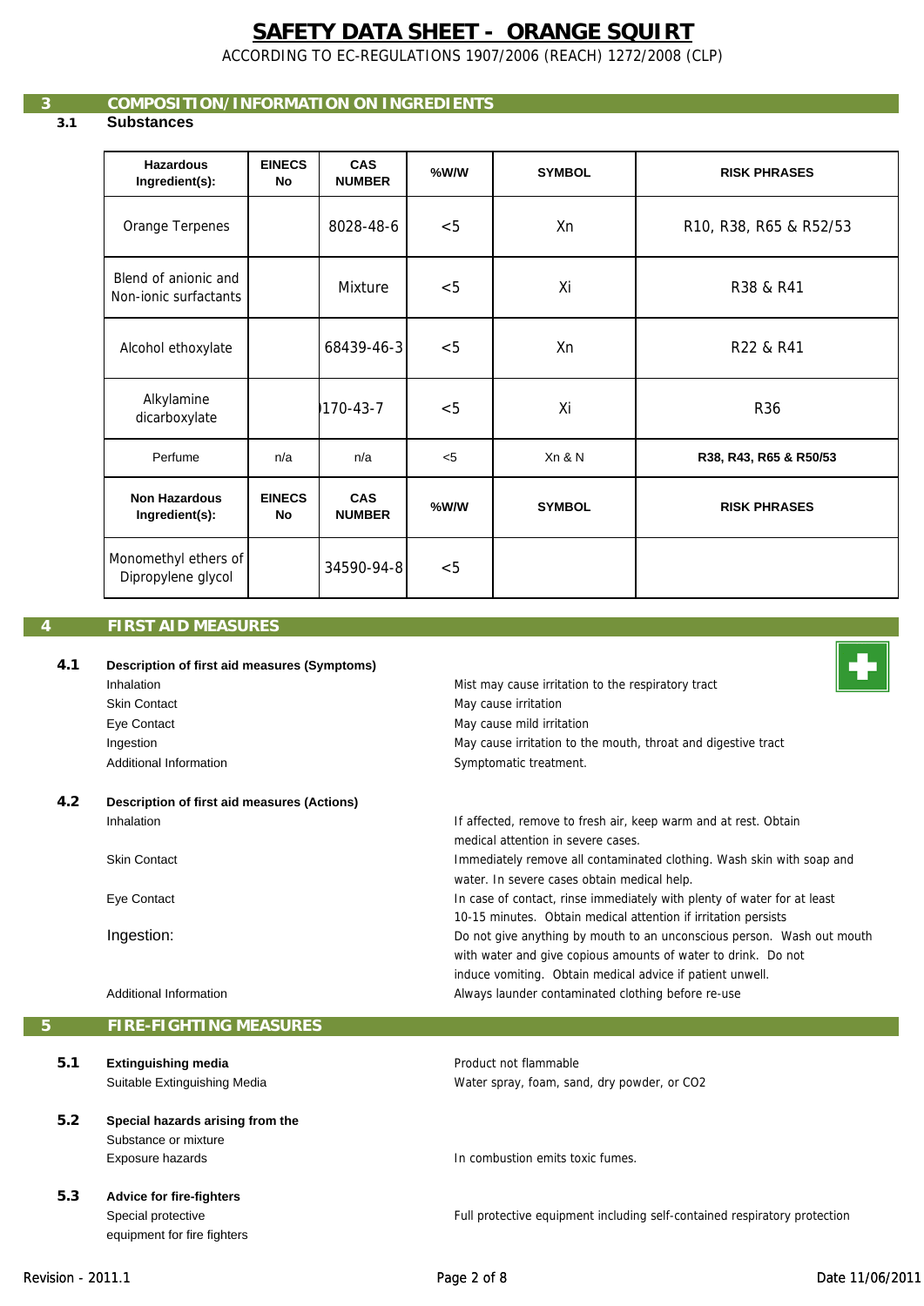# SAFETY DATA SHEET - ORANGE SQUIRT

ACCORDING TO EC-REGULATIONS 1907/2006 (REACH) 1272/2008 (CLP)

## 3 COMPOSITION/INFORMATION ON INGREDIENTS

### 3.1 Substances

| Hazardous Ingredient(s): | EINECS No | CAS NUMBER | %W/W | SYMBOL | RISK PHRASES |
|---|---|---|---|---|---|
| Orange Terpenes | | 8028-48-6 | <5 | Xn | R10, R38, R65 & R52/53 |
| Blend of anionic and Non-ionic surfactants | | Mixture | <5 | Xi | R38 & R41 |
| Alcohol ethoxylate | | 68439-46-3 | <5 | Xn | R22 & R41 |
| Alkylamine dicarboxylate | | )170-43-7 | <5 | Xi | R36 |
| Perfume | n/a | n/a | <5 | Xn & N | R38, R43, R65 & R50/53 |
| **Non Hazardous Ingredient(s):** | **EINECS No** | **CAS NUMBER** | **%W/W** | **SYMBOL** | **RISK PHRASES** |
| Monomethyl ethers of Dipropylene glycol | | 34590-94-8 | <5 | | |

## 4 FIRST AID MEASURES

### 4.1 Description of first aid measures (Symptoms)

| | |
|---|---|
| Inhalation | Mist may cause irritation to the respiratory tract |
| Skin Contact | May cause irritation |
| Eye Contact | May cause mild irritation |
| Ingestion | May cause irritation to the mouth, throat and digestive tract |
| Additional Information | Symptomatic treatment. |

### 4.2 Description of first aid measures (Actions)

| | |
|---|---|
| Inhalation | If affected, remove to fresh air, keep warm and at rest. Obtain medical attention in severe cases. |
| Skin Contact | Immediately remove all contaminated clothing. Wash skin with soap and water. In severe cases obtain medical help. |
| Eye Contact | In case of contact, rinse immediately with plenty of water for at least 10-15 minutes. Obtain medical attention if irritation persists |
| Ingestion: | Do not give anything by mouth to an unconscious person. Wash out mouth with water and give copious amounts of water to drink. Do not induce vomiting. Obtain medical advice if patient unwell. |
| Additional Information | Always launder contaminated clothing before re-use |

## 5 FIRE-FIGHTING MEASURES

### 5.1 Extinguishing media

Product not flammable

| | |
|---|---|
| Suitable Extinguishing Media | Water spray, foam, sand, dry powder, or $CO_2$ |

### 5.2 Special hazards arising from the Substance or mixture

| | |
|---|---|
| Exposure hazards | In combustion emits toxic fumes. |

### 5.3 Advice for fire-fighters

| | |
|---|---|
| Special protective equipment for fire fighters | Full protective equipment including self-contained respiratory protection |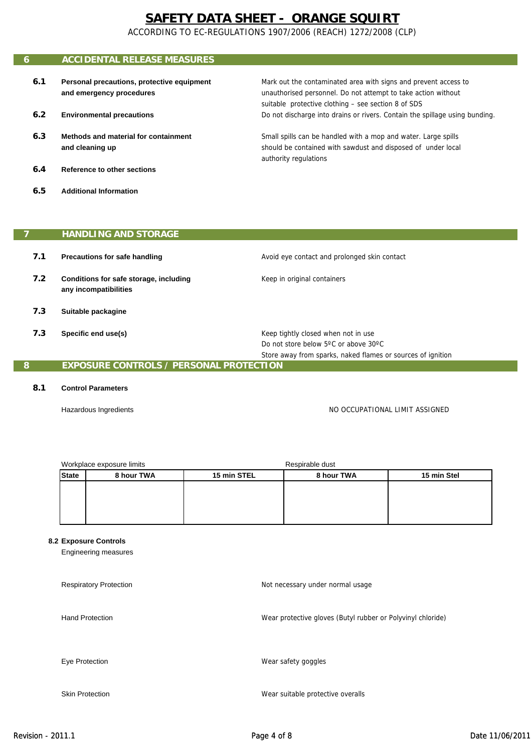# SAFETY DATA SHEET - ORANGE SQUIRT

ACCORDING TO EC-REGULATIONS 1907/2006 (REACH) 1272/2008 (CLP)

## 6 ACCIDENTAL RELEASE MEASURES

**6.1 Personal precautions, protective equipment and emergency procedures**
Mark out the contaminated area with signs and prevent access to unauthorised personnel. Do not attempt to take action without suitable protective clothing – see section 8 of SDS

**6.2 Environmental precautions**
Do not discharge into drains or rivers. Contain the spillage using bunding.

**6.3 Methods and material for containment and cleaning up**
Small spills can be handled with a mop and water. Large spills should be contained with sawdust and disposed of under local authority regulations

**6.4 Reference to other sections**

**6.5 Additional Information**

## 7 HANDLING AND STORAGE

**7.1 Precautions for safe handling**
Avoid eye contact and prolonged skin contact

**7.2 Conditions for safe storage, including any incompatibilities**
Keep in original containers

**7.3 Suitable packagine**

**7.3 Specific end use(s)**
Keep tightly closed when not in use
Do not store below 5ºC or above 30ºC
Store away from sparks, naked flames or sources of ignition

## 8 EXPOSURE CONTROLS / PERSONAL PROTECTION

**8.1 Control Parameters**

Hazardous Ingredients — NO OCCUPATIONAL LIMIT ASSIGNED

| | Workplace exposure limits | | Respirable dust | |
|---|---|---|---|---|
| **State** | **8 hour TWA** | **15 min STEL** | **8 hour TWA** | **15 min Stel** |
| | | | | |

**8.2 Exposure Controls**

Engineering measures

Respiratory Protection — Not necessary under normal usage

Hand Protection — Wear protective gloves (Butyl rubber or Polyvinyl chloride)

Eye Protection — Wear safety goggles

Skin Protection — Wear suitable protective overalls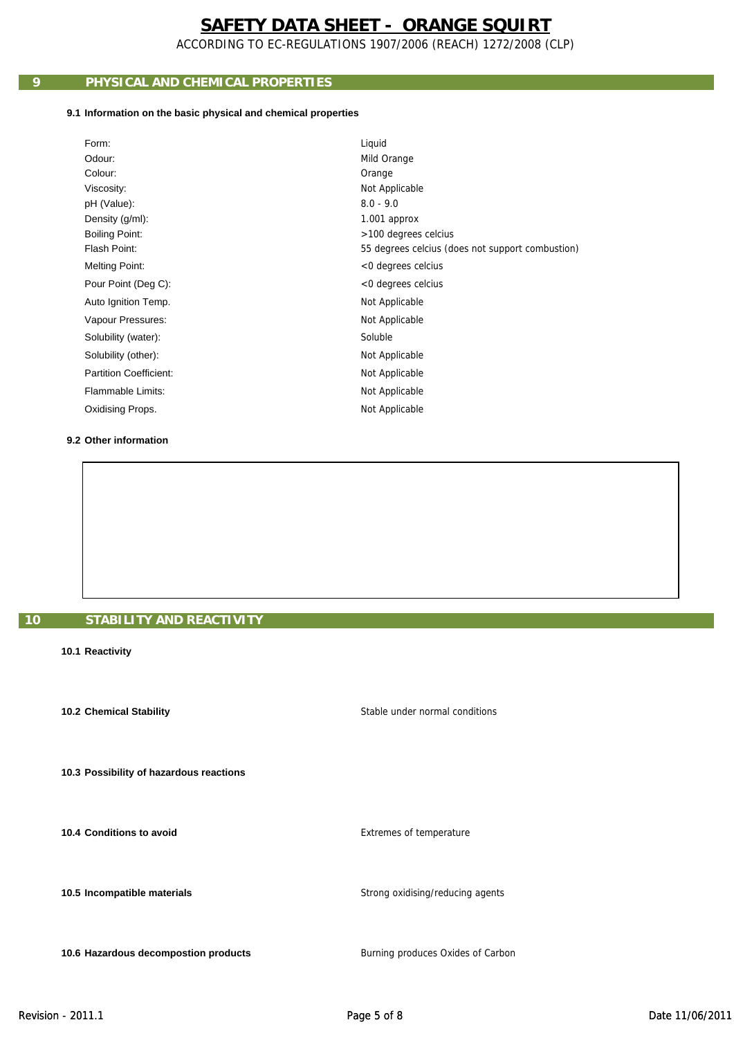# SAFETY DATA SHEET - ORANGE SQUIRT

ACCORDING TO EC-REGULATIONS 1907/2006 (REACH) 1272/2008 (CLP)

## 9 PHYSICAL AND CHEMICAL PROPERTIES

### 9.1 Information on the basic physical and chemical properties

| | |
|---|---|
| Form: | Liquid |
| Odour: | Mild Orange |
| Colour: | Orange |
| Viscosity: | Not Applicable |
| pH (Value): | 8.0 - 9.0 |
| Density (g/ml): | 1.001 approx |
| Boiling Point: | >100 degrees celcius |
| Flash Point: | 55 degrees celcius (does not support combustion) |
| Melting Point: | <0 degrees celcius |
| Pour Point (Deg C): | <0 degrees celcius |
| Auto Ignition Temp. | Not Applicable |
| Vapour Pressures: | Not Applicable |
| Solubility (water): | Soluble |
| Solubility (other): | Not Applicable |
| Partition Coefficient: | Not Applicable |
| Flammable Limits: | Not Applicable |
| Oxidising Props. | Not Applicable |

### 9.2 Other information

## 10 STABILITY AND REACTIVITY

**10.1 Reactivity**

**10.2 Chemical Stability** Stable under normal conditions

**10.3 Possibility of hazardous reactions**

**10.4 Conditions to avoid** Extremes of temperature

**10.5 Incompatible materials** Strong oxidising/reducing agents

**10.6 Hazardous decompostion products** Burning produces Oxides of Carbon

Revision - 2011.1 Date 11/06/2011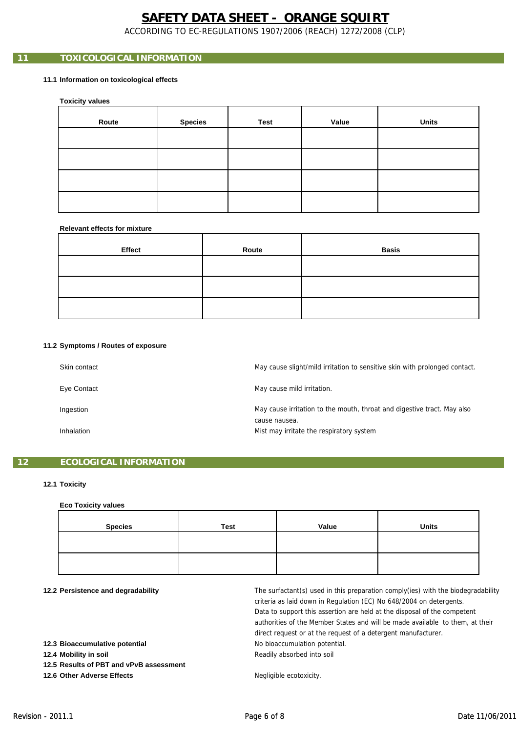## 11 TOXICOLOGICAL INFORMATION

### 11.1 Information on toxicological effects

**Toxicity values**

| Route | Species | Test | Value | Units |
|---|---|---|---|---|
| | | | | |
| | | | | |
| | | | | |
| | | | | |

**Relevant effects for mixture**

| Effect | Route | Basis |
|---|---|---|
| | | |
| | | |
| | | |

### 11.2 Symptoms / Routes of exposure

| | |
|---|---|
| Skin contact | May cause slight/mild irritation to sensitive skin with prolonged contact. |
| Eye Contact | May cause mild irritation. |
| Ingestion | May cause irritation to the mouth, throat and digestive tract. May also cause nausea. |
| Inhalation | Mist may irritate the respiratory system |

## 12 ECOLOGICAL INFORMATION

### 12.1 Toxicity

**Eco Toxicity values**

| Species | Test | Value | Units |
|---|---|---|---|
| | | | |
| | | | |

**12.2 Persistence and degradability**

The surfactant(s) used in this preparation comply(ies) with the biodegradability criteria as laid down in Regulation (EC) No 648/2004 on detergents. Data to support this assertion are held at the disposal of the competent authorities of the Member States and will be made available to them, at their direct request or at the request of a detergent manufacturer.

**12.3 Bioaccumulative potential** No bioaccumulation potential.

**12.4 Mobility in soil** Readily absorbed into soil

**12.5 Results of PBT and vPvB assessment**

**12.6 Other Adverse Effects** Negligible ecotoxicity.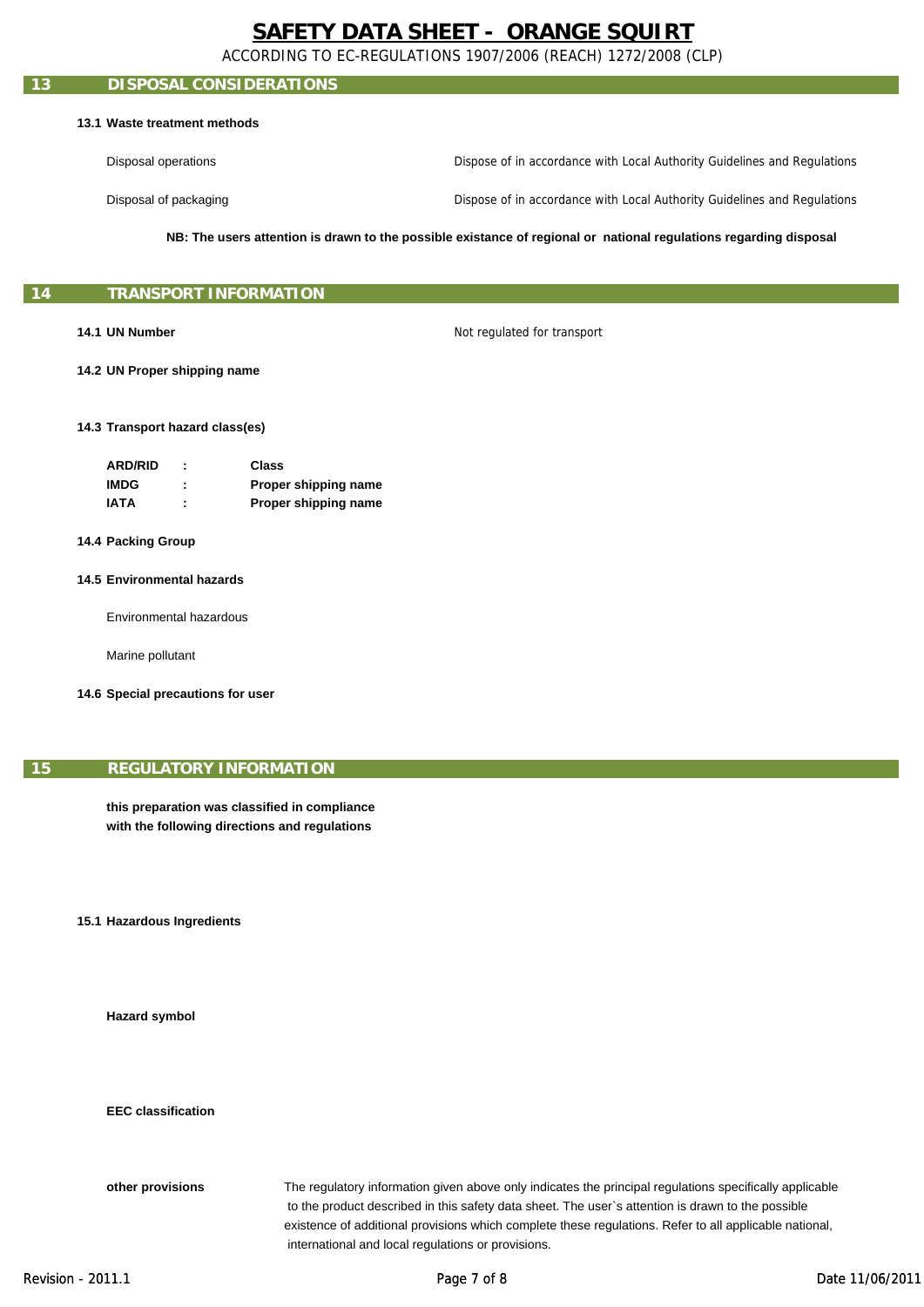## 13 DISPOSAL CONSIDERATIONS

**13.1 Waste treatment methods**

| | |
|---|---|
| Disposal operations | Dispose of in accordance with Local Authority Guidelines and Regulations |
| Disposal of packaging | Dispose of in accordance with Local Authority Guidelines and Regulations |

**NB: The users attention is drawn to the possible existance of regional or national regulations regarding disposal**

## 14 TRANSPORT INFORMATION

**14.1 UN Number** Not regulated for transport

**14.2 UN Proper shipping name**

**14.3 Transport hazard class(es)**

| | | |
|---|---|---|
| **ARD/RID** | **:** | **Class** |
| **IMDG** | **:** | **Proper shipping name** |
| **IATA** | **:** | **Proper shipping name** |

**14.4 Packing Group**

**14.5 Environmental hazards**

Environmental hazardous

Marine pollutant

**14.6 Special precautions for user**

## 15 REGULATORY INFORMATION

**this preparation was classified in compliance with the following directions and regulations**

**15.1 Hazardous Ingredients**

**Hazard symbol**

**EEC classification**

**other provisions** The regulatory information given above only indicates the principal regulations specifically applicable to the product described in this safety data sheet. The user`s attention is drawn to the possible existence of additional provisions which complete these regulations. Refer to all applicable national, international and local regulations or provisions.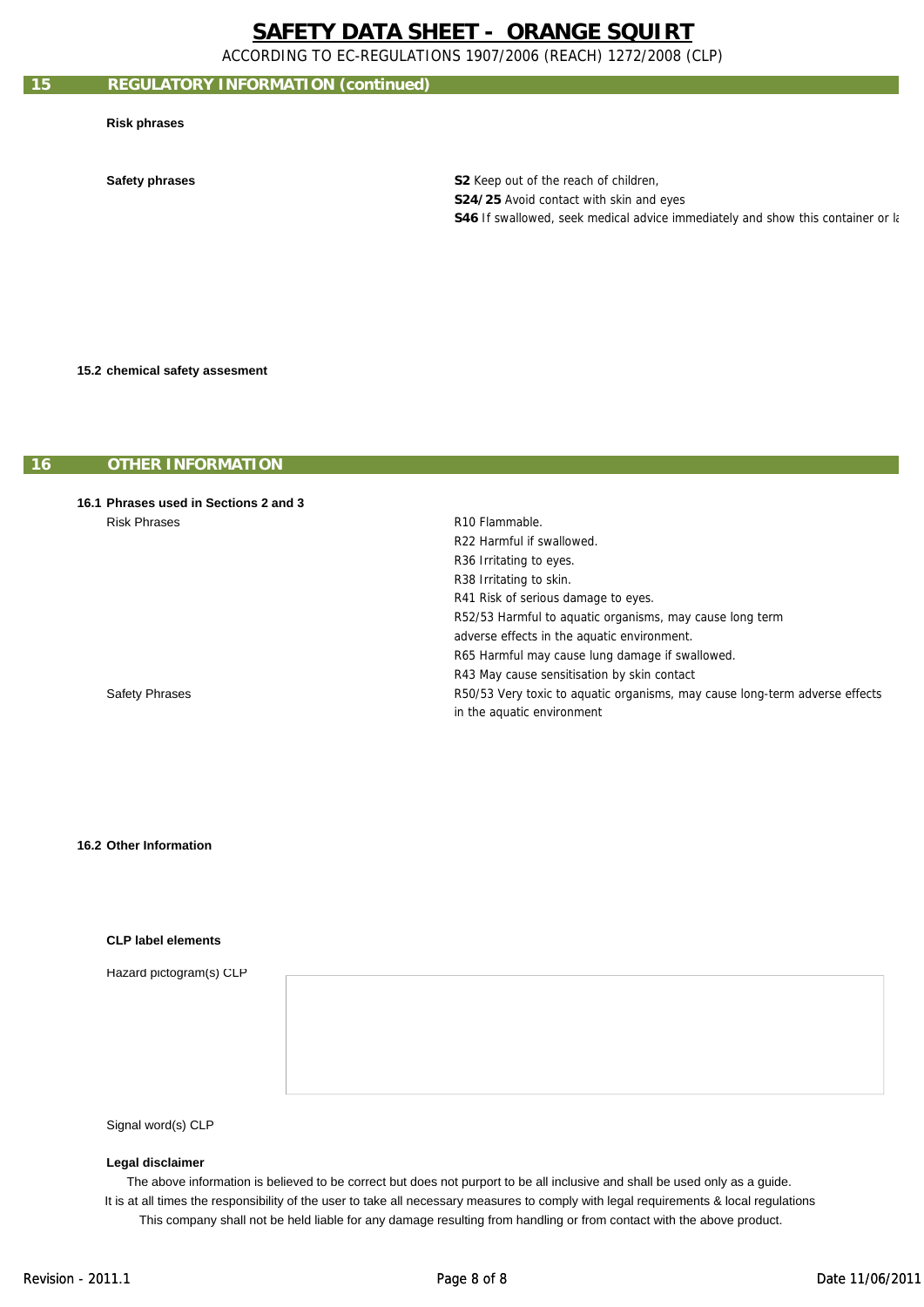## 15 REGULATORY INFORMATION (continued)

**Risk phrases**

**Safety phrases**

**S2** Keep out of the reach of children,
**S24/25** Avoid contact with skin and eyes
**S46** If swallowed, seek medical advice immediately and show this container or la

**15.2 chemical safety assesment**

## 16 OTHER INFORMATION

**16.1 Phrases used in Sections 2 and 3**

Risk Phrases

R10 Flammable.
R22 Harmful if swallowed.
R36 Irritating to eyes.
R38 Irritating to skin.
R41 Risk of serious damage to eyes.
R52/53 Harmful to aquatic organisms, may cause long term adverse effects in the aquatic environment.
R65 Harmful may cause lung damage if swallowed.
R43 May cause sensitisation by skin contact

Safety Phrases

R50/53 Very toxic to aquatic organisms, may cause long-term adverse effects in the aquatic environment

**16.2 Other Information**

**CLP label elements**

Hazard pictogram(s) CLP

Signal word(s) CLP

**Legal disclaimer**

The above information is believed to be correct but does not purport to be all inclusive and shall be used only as a guide.
It is at all times the responsibility of the user to take all necessary measures to comply with legal requirements & local regulations
This company shall not be held liable for any damage resulting from handling or from contact with the above product.